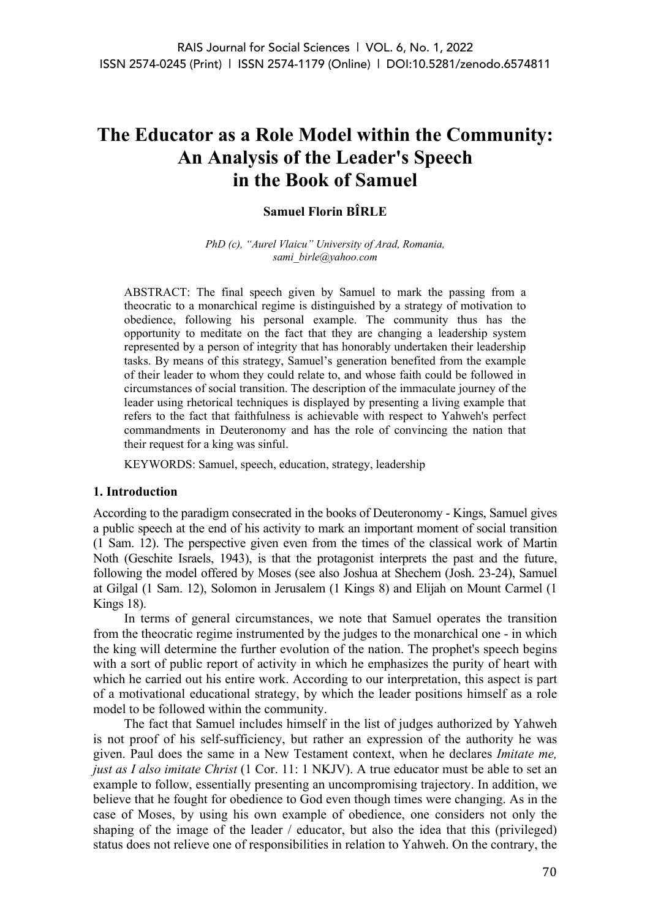# The Educator as a Role Model within the Community: An Analysis of the Leader's Speech in the Book of Samuel

**Samuel Florin BÎRLE**

*PhD (c), "Aurel Vlaicu" University of Arad, Romania, sami_birle@yahoo.com*

ABSTRACT: The final speech given by Samuel to mark the passing from a theocratic to a monarchical regime is distinguished by a strategy of motivation to obedience, following his personal example. The community thus has the opportunity to meditate on the fact that they are changing a leadership system represented by a person of integrity that has honorably undertaken their leadership tasks. By means of this strategy, Samuel's generation benefited from the example of their leader to whom they could relate to, and whose faith could be followed in circumstances of social transition. The description of the immaculate journey of the leader using rhetorical techniques is displayed by presenting a living example that refers to the fact that faithfulness is achievable with respect to Yahweh's perfect commandments in Deuteronomy and has the role of convincing the nation that their request for a king was sinful.

KEYWORDS: Samuel, speech, education, strategy, leadership

## 1. Introduction

According to the paradigm consecrated in the books of Deuteronomy - Kings, Samuel gives a public speech at the end of his activity to mark an important moment of social transition (1 Sam. 12). The perspective given even from the times of the classical work of Martin Noth (Geschite Israels, 1943), is that the protagonist interprets the past and the future, following the model offered by Moses (see also Joshua at Shechem (Josh. 23-24), Samuel at Gilgal (1 Sam. 12), Solomon in Jerusalem (1 Kings 8) and Elijah on Mount Carmel (1 Kings 18).

In terms of general circumstances, we note that Samuel operates the transition from the theocratic regime instrumented by the judges to the monarchical one - in which the king will determine the further evolution of the nation. The prophet's speech begins with a sort of public report of activity in which he emphasizes the purity of heart with which he carried out his entire work. According to our interpretation, this aspect is part of a motivational educational strategy, by which the leader positions himself as a role model to be followed within the community.

The fact that Samuel includes himself in the list of judges authorized by Yahweh is not proof of his self-sufficiency, but rather an expression of the authority he was given. Paul does the same in a New Testament context, when he declares *Imitate me, just as I also imitate Christ* (1 Cor. 11: 1 NKJV). A true educator must be able to set an example to follow, essentially presenting an uncompromising trajectory. In addition, we believe that he fought for obedience to God even though times were changing. As in the case of Moses, by using his own example of obedience, one considers not only the shaping of the image of the leader / educator, but also the idea that this (privileged) status does not relieve one of responsibilities in relation to Yahweh. On the contrary, the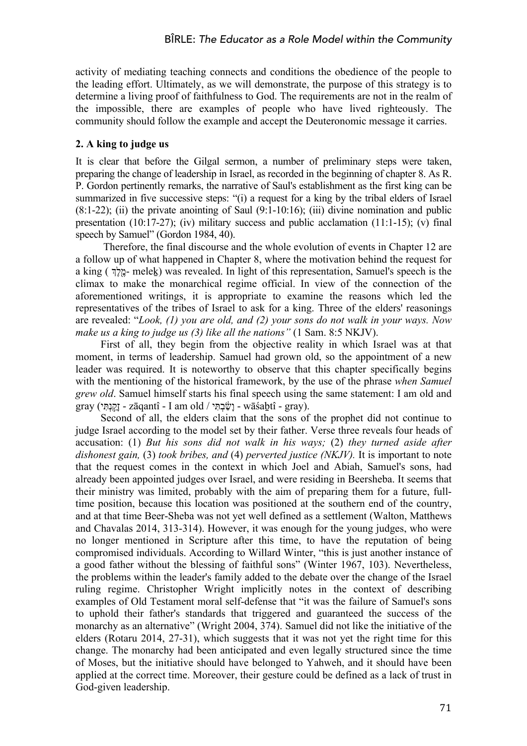activity of mediating teaching connects and conditions the obedience of the people to the leading effort. Ultimately, as we will demonstrate, the purpose of this strategy is to determine a living proof of faithfulness to God. The requirements are not in the realm of the impossible, there are examples of people who have lived righteously. The community should follow the example and accept the Deuteronomic message it carries.

## 2. A king to judge us

It is clear that before the Gilgal sermon, a number of preliminary steps were taken, preparing the change of leadership in Israel, as recorded in the beginning of chapter 8. As R. P. Gordon pertinently remarks, the narrative of Saul's establishment as the first king can be summarized in five successive steps: "(i) a request for a king by the tribal elders of Israel (8:1-22); (ii) the private anointing of Saul (9:1-10:16); (iii) divine nomination and public presentation (10:17-27); (iv) military success and public acclamation (11:1-15); (v) final speech by Samuel" (Gordon 1984, 40).

Therefore, the final discourse and the whole evolution of events in Chapter 12 are a follow up of what happened in Chapter 8, where the motivation behind the request for a king ( מֶלֶךְ- meleḵ) was revealed. In light of this representation, Samuel's speech is the climax to make the monarchical regime official. In view of the connection of the aforementioned writings, it is appropriate to examine the reasons which led the representatives of the tribes of Israel to ask for a king. Three of the elders' reasonings are revealed: "*Look, (1) you are old, and (2) your sons do not walk in your ways. Now make us a king to judge us (3) like all the nations"* (1 Sam. 8:5 NKJV).

First of all, they begin from the objective reality in which Israel was at that moment, in terms of leadership. Samuel had grown old, so the appointment of a new leader was required. It is noteworthy to observe that this chapter specifically begins with the mentioning of the historical framework, by the use of the phrase *when Samuel grew old*. Samuel himself starts his final speech using the same statement: I am old and gray (זָקַנְתִּי - zāqantî - I am old / וָשַׂבְתִּי - wāśaḇtî - gray).

Second of all, the elders claim that the sons of the prophet did not continue to judge Israel according to the model set by their father. Verse three reveals four heads of accusation: (1) *But his sons did not walk in his ways;* (2) *they turned aside after dishonest gain,* (3) *took bribes, and* (4) *perverted justice (NKJV).* It is important to note that the request comes in the context in which Joel and Abiah, Samuel's sons, had already been appointed judges over Israel, and were residing in Beersheba. It seems that their ministry was limited, probably with the aim of preparing them for a future, full-time position, because this location was positioned at the southern end of the country, and at that time Beer-Sheba was not yet well defined as a settlement (Walton, Matthews and Chavalas 2014, 313-314). However, it was enough for the young judges, who were no longer mentioned in Scripture after this time, to have the reputation of being compromised individuals. According to Willard Winter, "this is just another instance of a good father without the blessing of faithful sons" (Winter 1967, 103). Nevertheless, the problems within the leader's family added to the debate over the change of the Israel ruling regime. Christopher Wright implicitly notes in the context of describing examples of Old Testament moral self-defense that "it was the failure of Samuel's sons to uphold their father's standards that triggered and guaranteed the success of the monarchy as an alternative" (Wright 2004, 374). Samuel did not like the initiative of the elders (Rotaru 2014, 27-31), which suggests that it was not yet the right time for this change. The monarchy had been anticipated and even legally structured since the time of Moses, but the initiative should have belonged to Yahweh, and it should have been applied at the correct time. Moreover, their gesture could be defined as a lack of trust in God-given leadership.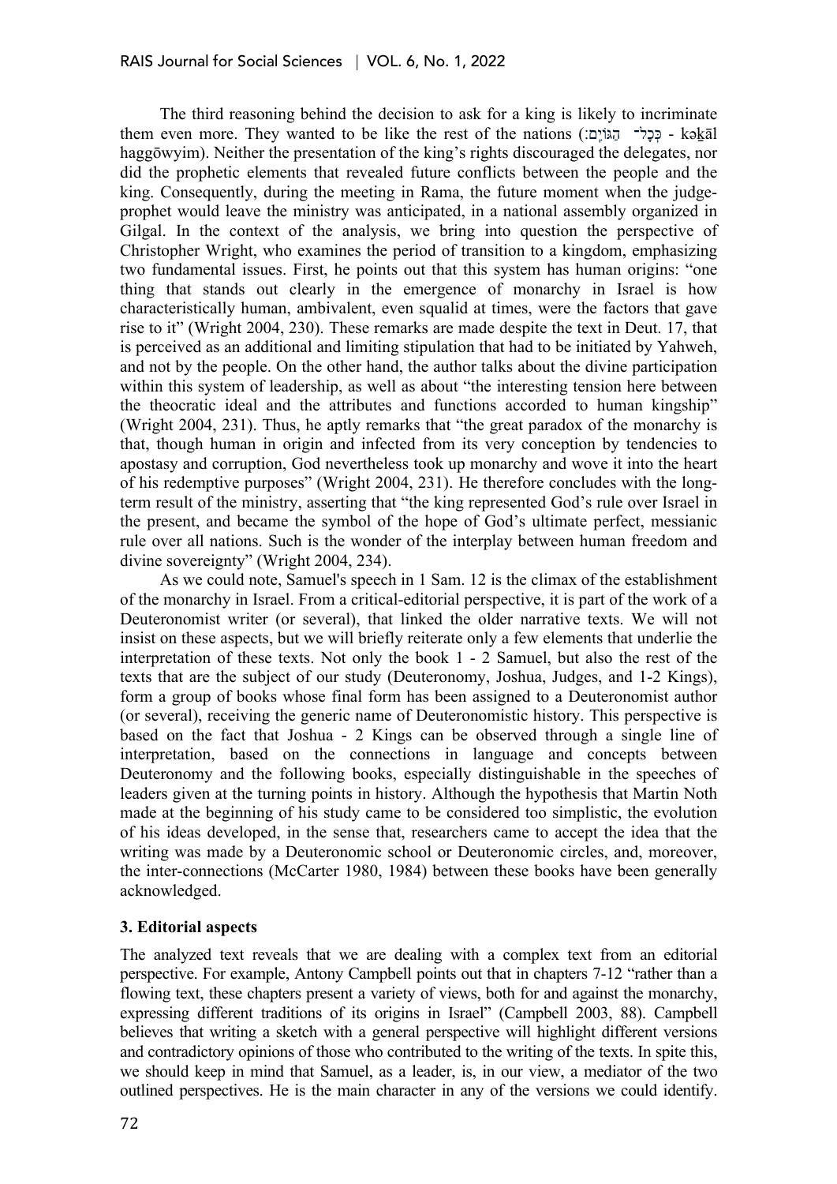The third reasoning behind the decision to ask for a king is likely to incriminate them even more. They wanted to be like the rest of the nations (כְּכָל־ הַגּוֹיִם: - kəḵāl haggōwyim). Neither the presentation of the king's rights discouraged the delegates, nor did the prophetic elements that revealed future conflicts between the people and the king. Consequently, during the meeting in Rama, the future moment when the judge-prophet would leave the ministry was anticipated, in a national assembly organized in Gilgal. In the context of the analysis, we bring into question the perspective of Christopher Wright, who examines the period of transition to a kingdom, emphasizing two fundamental issues. First, he points out that this system has human origins: "one thing that stands out clearly in the emergence of monarchy in Israel is how characteristically human, ambivalent, even squalid at times, were the factors that gave rise to it" (Wright 2004, 230). These remarks are made despite the text in Deut. 17, that is perceived as an additional and limiting stipulation that had to be initiated by Yahweh, and not by the people. On the other hand, the author talks about the divine participation within this system of leadership, as well as about "the interesting tension here between the theocratic ideal and the attributes and functions accorded to human kingship" (Wright 2004, 231). Thus, he aptly remarks that "the great paradox of the monarchy is that, though human in origin and infected from its very conception by tendencies to apostasy and corruption, God nevertheless took up monarchy and wove it into the heart of his redemptive purposes" (Wright 2004, 231). He therefore concludes with the long-term result of the ministry, asserting that "the king represented God's rule over Israel in the present, and became the symbol of the hope of God's ultimate perfect, messianic rule over all nations. Such is the wonder of the interplay between human freedom and divine sovereignty" (Wright 2004, 234).

As we could note, Samuel's speech in 1 Sam. 12 is the climax of the establishment of the monarchy in Israel. From a critical-editorial perspective, it is part of the work of a Deuteronomist writer (or several), that linked the older narrative texts. We will not insist on these aspects, but we will briefly reiterate only a few elements that underlie the interpretation of these texts. Not only the book 1 - 2 Samuel, but also the rest of the texts that are the subject of our study (Deuteronomy, Joshua, Judges, and 1-2 Kings), form a group of books whose final form has been assigned to a Deuteronomist author (or several), receiving the generic name of Deuteronomistic history. This perspective is based on the fact that Joshua - 2 Kings can be observed through a single line of interpretation, based on the connections in language and concepts between Deuteronomy and the following books, especially distinguishable in the speeches of leaders given at the turning points in history. Although the hypothesis that Martin Noth made at the beginning of his study came to be considered too simplistic, the evolution of his ideas developed, in the sense that, researchers came to accept the idea that the writing was made by a Deuteronomic school or Deuteronomic circles, and, moreover, the inter-connections (McCarter 1980, 1984) between these books have been generally acknowledged.

## 3. Editorial aspects

The analyzed text reveals that we are dealing with a complex text from an editorial perspective. For example, Antony Campbell points out that in chapters 7-12 "rather than a flowing text, these chapters present a variety of views, both for and against the monarchy, expressing different traditions of its origins in Israel" (Campbell 2003, 88). Campbell believes that writing a sketch with a general perspective will highlight different versions and contradictory opinions of those who contributed to the writing of the texts. In spite this, we should keep in mind that Samuel, as a leader, is, in our view, a mediator of the two outlined perspectives. He is the main character in any of the versions we could identify.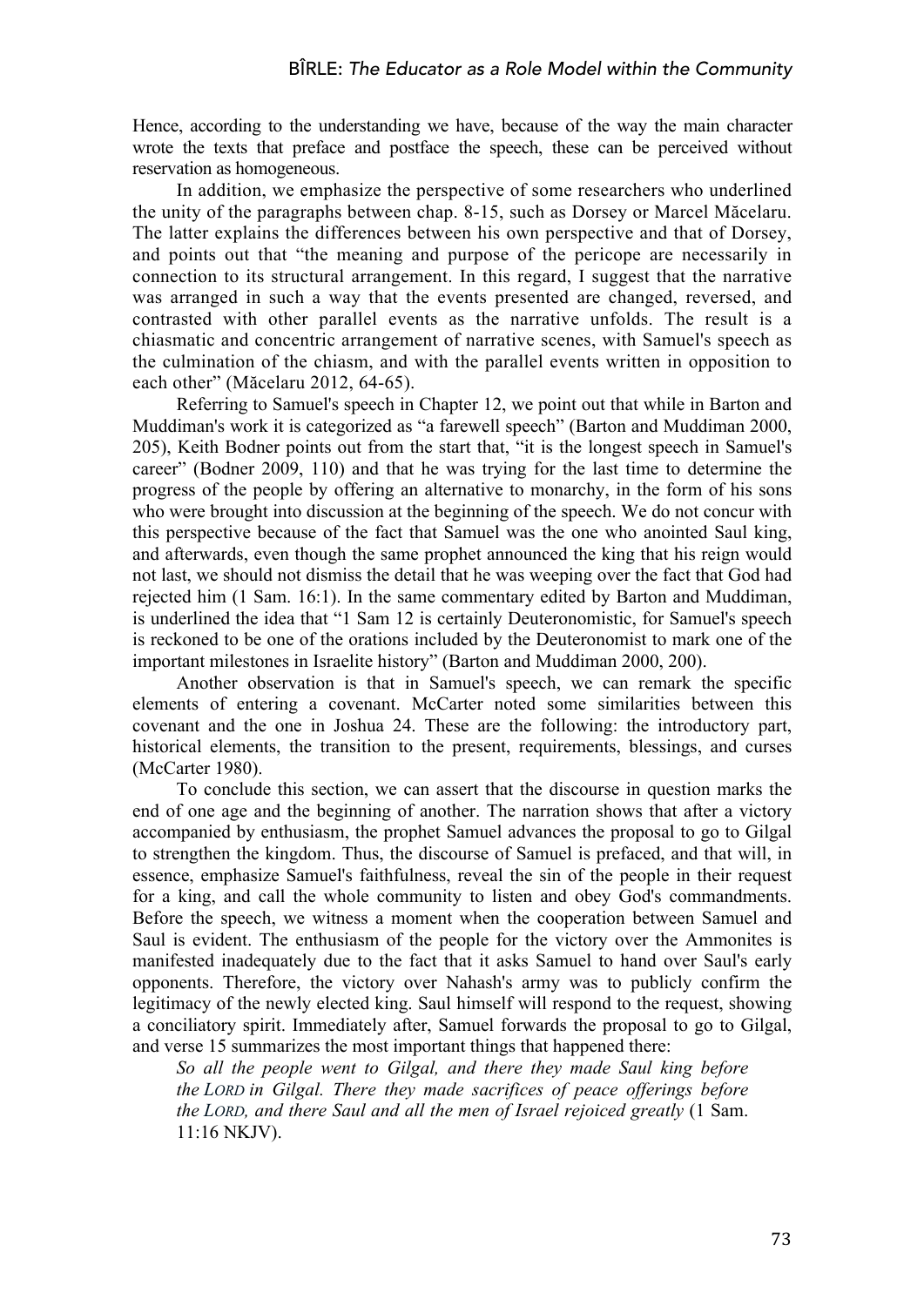Hence, according to the understanding we have, because of the way the main character wrote the texts that preface and postface the speech, these can be perceived without reservation as homogeneous.

In addition, we emphasize the perspective of some researchers who underlined the unity of the paragraphs between chap. 8-15, such as Dorsey or Marcel Măcelaru. The latter explains the differences between his own perspective and that of Dorsey, and points out that "the meaning and purpose of the pericope are necessarily in connection to its structural arrangement. In this regard, I suggest that the narrative was arranged in such a way that the events presented are changed, reversed, and contrasted with other parallel events as the narrative unfolds. The result is a chiasmatic and concentric arrangement of narrative scenes, with Samuel's speech as the culmination of the chiasm, and with the parallel events written in opposition to each other" (Măcelaru 2012, 64-65).

Referring to Samuel's speech in Chapter 12, we point out that while in Barton and Muddiman's work it is categorized as "a farewell speech" (Barton and Muddiman 2000, 205), Keith Bodner points out from the start that, "it is the longest speech in Samuel's career" (Bodner 2009, 110) and that he was trying for the last time to determine the progress of the people by offering an alternative to monarchy, in the form of his sons who were brought into discussion at the beginning of the speech. We do not concur with this perspective because of the fact that Samuel was the one who anointed Saul king, and afterwards, even though the same prophet announced the king that his reign would not last, we should not dismiss the detail that he was weeping over the fact that God had rejected him (1 Sam. 16:1). In the same commentary edited by Barton and Muddiman, is underlined the idea that "1 Sam 12 is certainly Deuteronomistic, for Samuel's speech is reckoned to be one of the orations included by the Deuteronomist to mark one of the important milestones in Israelite history" (Barton and Muddiman 2000, 200).

Another observation is that in Samuel's speech, we can remark the specific elements of entering a covenant. McCarter noted some similarities between this covenant and the one in Joshua 24. These are the following: the introductory part, historical elements, the transition to the present, requirements, blessings, and curses (McCarter 1980).

To conclude this section, we can assert that the discourse in question marks the end of one age and the beginning of another. The narration shows that after a victory accompanied by enthusiasm, the prophet Samuel advances the proposal to go to Gilgal to strengthen the kingdom. Thus, the discourse of Samuel is prefaced, and that will, in essence, emphasize Samuel's faithfulness, reveal the sin of the people in their request for a king, and call the whole community to listen and obey God's commandments. Before the speech, we witness a moment when the cooperation between Samuel and Saul is evident. The enthusiasm of the people for the victory over the Ammonites is manifested inadequately due to the fact that it asks Samuel to hand over Saul's early opponents. Therefore, the victory over Nahash's army was to publicly confirm the legitimacy of the newly elected king. Saul himself will respond to the request, showing a conciliatory spirit. Immediately after, Samuel forwards the proposal to go to Gilgal, and verse 15 summarizes the most important things that happened there:

> *So all the people went to Gilgal, and there they made Saul king before the LORD in Gilgal. There they made sacrifices of peace offerings before the LORD, and there Saul and all the men of Israel rejoiced greatly* (1 Sam. 11:16 NKJV).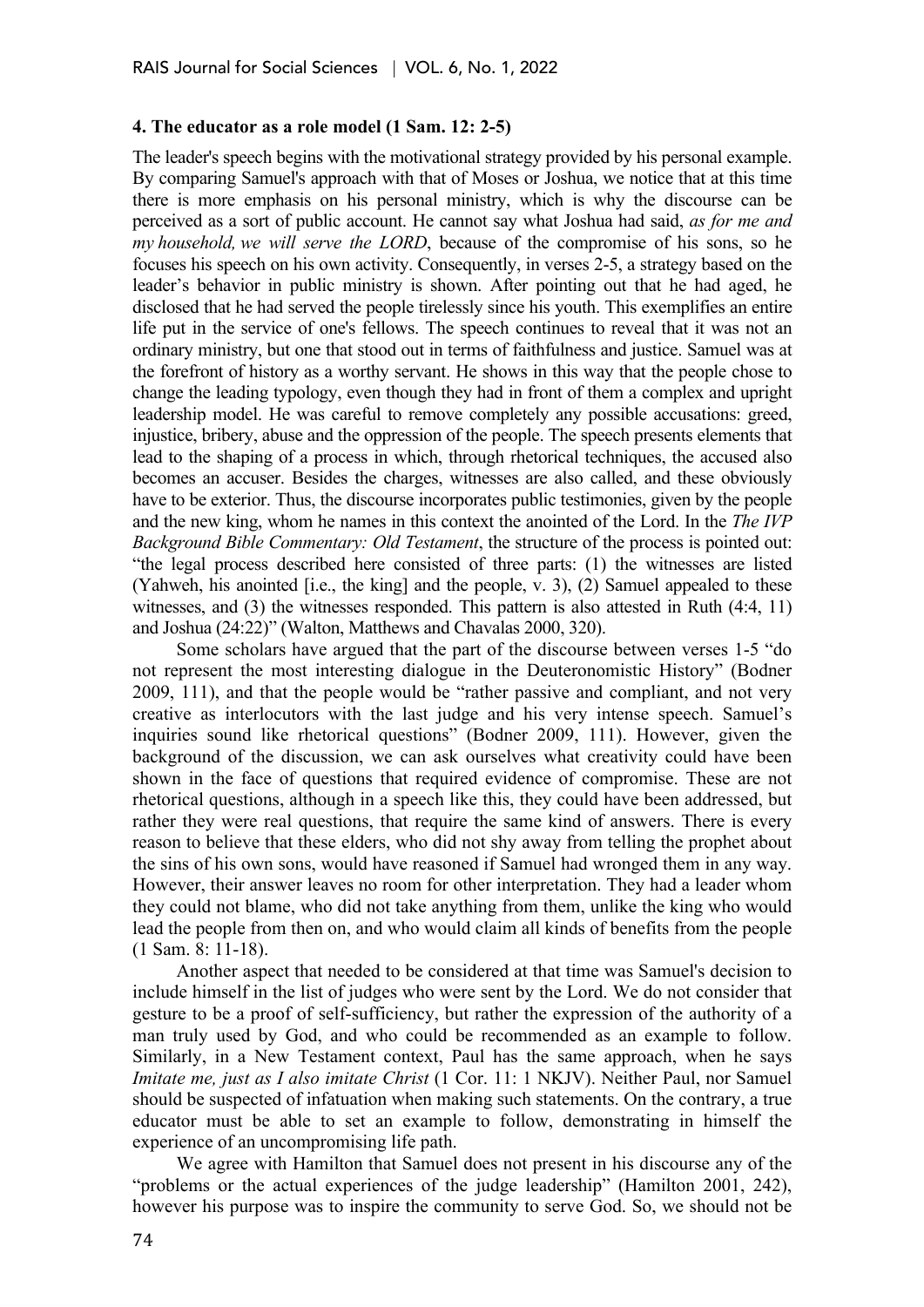### 4. The educator as a role model (1 Sam. 12: 2-5)

The leader's speech begins with the motivational strategy provided by his personal example. By comparing Samuel's approach with that of Moses or Joshua, we notice that at this time there is more emphasis on his personal ministry, which is why the discourse can be perceived as a sort of public account. He cannot say what Joshua had said, *as for me and my household, we will serve the LORD*, because of the compromise of his sons, so he focuses his speech on his own activity. Consequently, in verses 2-5, a strategy based on the leader's behavior in public ministry is shown. After pointing out that he had aged, he disclosed that he had served the people tirelessly since his youth. This exemplifies an entire life put in the service of one's fellows. The speech continues to reveal that it was not an ordinary ministry, but one that stood out in terms of faithfulness and justice. Samuel was at the forefront of history as a worthy servant. He shows in this way that the people chose to change the leading typology, even though they had in front of them a complex and upright leadership model. He was careful to remove completely any possible accusations: greed, injustice, bribery, abuse and the oppression of the people. The speech presents elements that lead to the shaping of a process in which, through rhetorical techniques, the accused also becomes an accuser. Besides the charges, witnesses are also called, and these obviously have to be exterior. Thus, the discourse incorporates public testimonies, given by the people and the new king, whom he names in this context the anointed of the Lord. In the *The IVP Background Bible Commentary: Old Testament*, the structure of the process is pointed out: "the legal process described here consisted of three parts: (1) the witnesses are listed (Yahweh, his anointed [i.e., the king] and the people, v. 3), (2) Samuel appealed to these witnesses, and (3) the witnesses responded. This pattern is also attested in Ruth (4:4, 11) and Joshua (24:22)" (Walton, Matthews and Chavalas 2000, 320).

Some scholars have argued that the part of the discourse between verses 1-5 "do not represent the most interesting dialogue in the Deuteronomistic History" (Bodner 2009, 111), and that the people would be "rather passive and compliant, and not very creative as interlocutors with the last judge and his very intense speech. Samuel's inquiries sound like rhetorical questions" (Bodner 2009, 111). However, given the background of the discussion, we can ask ourselves what creativity could have been shown in the face of questions that required evidence of compromise. These are not rhetorical questions, although in a speech like this, they could have been addressed, but rather they were real questions, that require the same kind of answers. There is every reason to believe that these elders, who did not shy away from telling the prophet about the sins of his own sons, would have reasoned if Samuel had wronged them in any way. However, their answer leaves no room for other interpretation. They had a leader whom they could not blame, who did not take anything from them, unlike the king who would lead the people from then on, and who would claim all kinds of benefits from the people (1 Sam. 8: 11-18).

Another aspect that needed to be considered at that time was Samuel's decision to include himself in the list of judges who were sent by the Lord. We do not consider that gesture to be a proof of self-sufficiency, but rather the expression of the authority of a man truly used by God, and who could be recommended as an example to follow. Similarly, in a New Testament context, Paul has the same approach, when he says *Imitate me, just as I also imitate Christ* (1 Cor. 11: 1 NKJV). Neither Paul, nor Samuel should be suspected of infatuation when making such statements. On the contrary, a true educator must be able to set an example to follow, demonstrating in himself the experience of an uncompromising life path.

We agree with Hamilton that Samuel does not present in his discourse any of the "problems or the actual experiences of the judge leadership" (Hamilton 2001, 242), however his purpose was to inspire the community to serve God. So, we should not be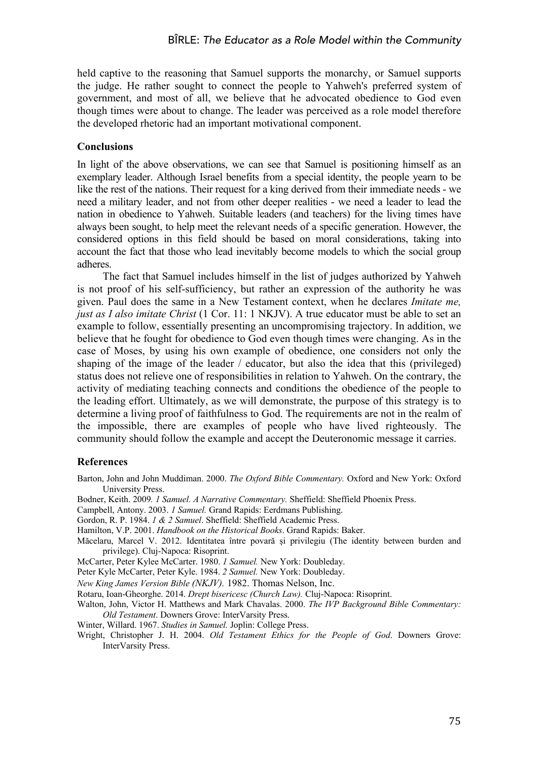held captive to the reasoning that Samuel supports the monarchy, or Samuel supports the judge. He rather sought to connect the people to Yahweh's preferred system of government, and most of all, we believe that he advocated obedience to God even though times were about to change. The leader was perceived as a role model therefore the developed rhetoric had an important motivational component.

## Conclusions

In light of the above observations, we can see that Samuel is positioning himself as an exemplary leader. Although Israel benefits from a special identity, the people yearn to be like the rest of the nations. Their request for a king derived from their immediate needs - we need a military leader, and not from other deeper realities - we need a leader to lead the nation in obedience to Yahweh. Suitable leaders (and teachers) for the living times have always been sought, to help meet the relevant needs of a specific generation. However, the considered options in this field should be based on moral considerations, taking into account the fact that those who lead inevitably become models to which the social group adheres.

The fact that Samuel includes himself in the list of judges authorized by Yahweh is not proof of his self-sufficiency, but rather an expression of the authority he was given. Paul does the same in a New Testament context, when he declares *Imitate me, just as I also imitate Christ* (1 Cor. 11: 1 NKJV). A true educator must be able to set an example to follow, essentially presenting an uncompromising trajectory. In addition, we believe that he fought for obedience to God even though times were changing. As in the case of Moses, by using his own example of obedience, one considers not only the shaping of the image of the leader / educator, but also the idea that this (privileged) status does not relieve one of responsibilities in relation to Yahweh. On the contrary, the activity of mediating teaching connects and conditions the obedience of the people to the leading effort. Ultimately, as we will demonstrate, the purpose of this strategy is to determine a living proof of faithfulness to God. The requirements are not in the realm of the impossible, there are examples of people who have lived righteously. The community should follow the example and accept the Deuteronomic message it carries.

## References

Barton, John and John Muddiman. 2000. *The Oxford Bible Commentary.* Oxford and New York: Oxford University Press.

Bodner, Keith. 2009. *1 Samuel. A Narrative Commentary.* Sheffield: Sheffield Phoenix Press.

Campbell, Antony. 2003. *1 Samuel.* Grand Rapids: Eerdmans Publishing.

Gordon, R. P. 1984. *1 & 2 Samuel*. Sheffield: Sheffield Academic Press.

Hamilton, V.P. 2001. *Handbook on the Historical Books*. Grand Rapids: Baker.

Măcelaru, Marcel V. 2012. Identitatea între povară și privilegiu (The identity between burden and privilege). Cluj-Napoca: Risoprint.

McCarter, Peter Kylee McCarter. 1980. *1 Samuel.* New York: Doubleday.

Peter Kyle McCarter, Peter Kyle. 1984. *2 Samuel.* New York: Doubleday.

*New King James Version Bible (NKJV).* 1982. Thomas Nelson, Inc.

Rotaru, Ioan-Gheorghe. 2014. *Drept bisericesc (Church Law).* Cluj-Napoca: Risoprint.

Walton, John, Victor H. Matthews and Mark Chavalas. 2000. *The IVP Background Bible Commentary: Old Testament*. Downers Grove: InterVarsity Press.

Winter, Willard. 1967. *Studies in Samuel.* Joplin: College Press.

Wright, Christopher J. H. 2004. *Old Testament Ethics for the People of God*. Downers Grove: InterVarsity Press.